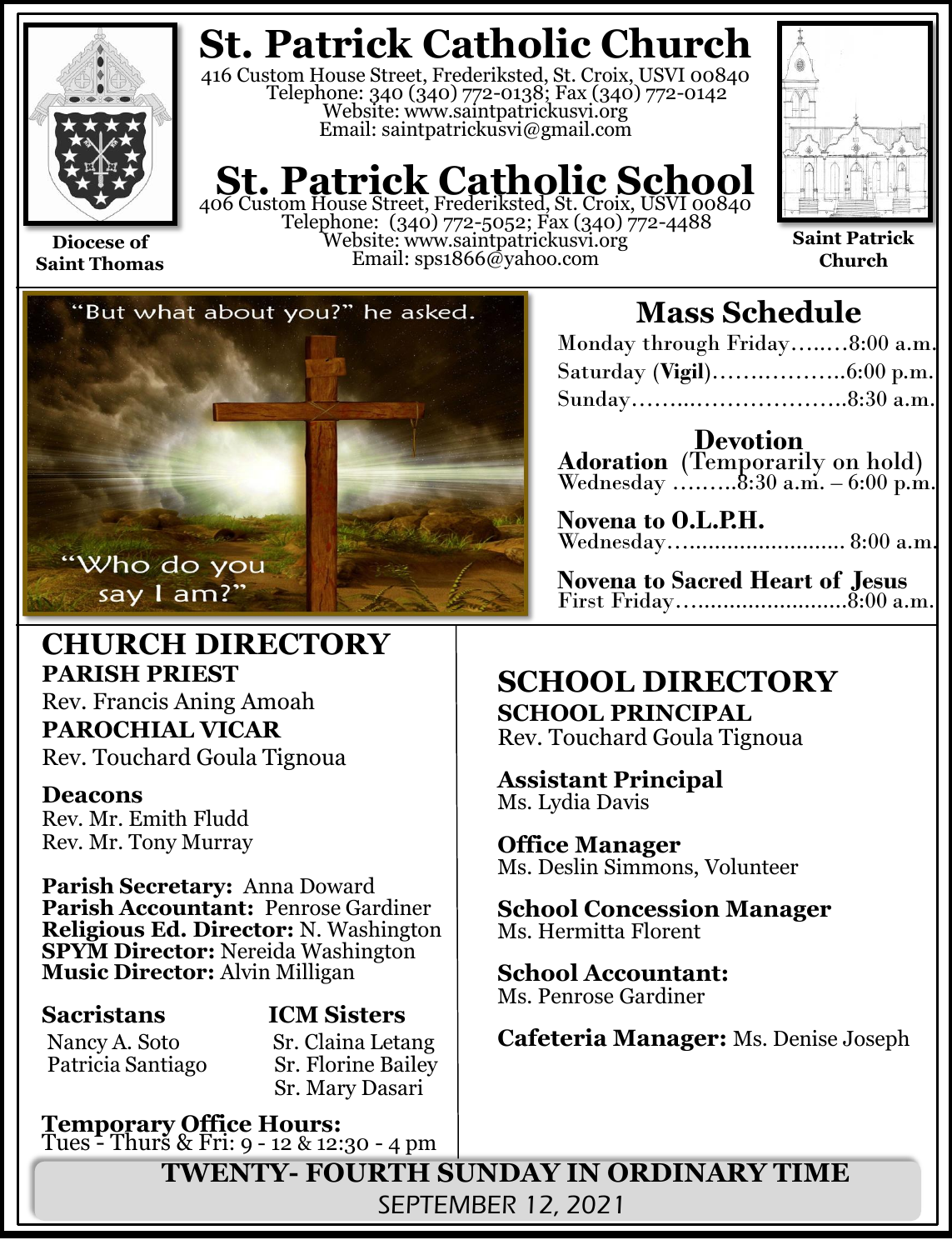# St. Patrick Catholic Church

416 Custom House Street, Frederiksted, St. Croix, USVI 00840
Telephone: 340 (340) 772-0138; Fax (340) 772-0142
Website: www.saintpatrickusvi.org
Email: saintpatrickusvi@gmail.com

# St. Patrick Catholic School

406 Custom House Street, Frederiksted, St. Croix, USVI 00840
Telephone: (340) 772-5052; Fax (340) 772-4488
Website: www.saintpatrickusvi.org
Email: sps1866@yahoo.com

**Diocese of Saint Thomas**

**Saint Patrick Church**

"But what about you?" he asked.

"Who do you say I am?"

## Mass Schedule

Monday through Friday........8:00 a.m.
Saturday (**Vigil**)..................6:00 p.m.
Sunday.............................8:30 a.m.

### Devotion

**Adoration** (Temporarily on hold)
Wednesday .........8:30 a.m. – 6:00 p.m.

**Novena to O.L.P.H.**
Wednesday............................ 8:00 a.m.

**Novena to Sacred Heart of Jesus**
First Friday..........................8:00 a.m.

## CHURCH DIRECTORY

**PARISH PRIEST**
Rev. Francis Aning Amoah

**PAROCHIAL VICAR**
Rev. Touchard Goula Tignoua

**Deacons**
Rev. Mr. Emith Fludd
Rev. Mr. Tony Murray

**Parish Secretary:** Anna Doward
**Parish Accountant:** Penrose Gardiner
**Religious Ed. Director:** N. Washington
**SPYM Director:** Nereida Washington
**Music Director:** Alvin Milligan

**Sacristans**
Nancy A. Soto
Patricia Santiago

**ICM Sisters**
Sr. Claina Letang
Sr. Florine Bailey
Sr. Mary Dasari

**Temporary Office Hours:**
Tues - Thurs & Fri: 9 - 12 & 12:30 - 4 pm

## SCHOOL DIRECTORY

**SCHOOL PRINCIPAL**
Rev. Touchard Goula Tignoua

**Assistant Principal**
Ms. Lydia Davis

**Office Manager**
Ms. Deslin Simmons, Volunteer

**School Concession Manager**
Ms. Hermitta Florent

**School Accountant:**
Ms. Penrose Gardiner

**Cafeteria Manager:** Ms. Denise Joseph

**TWENTY- FOURTH SUNDAY IN ORDINARY TIME**
SEPTEMBER 12, 2021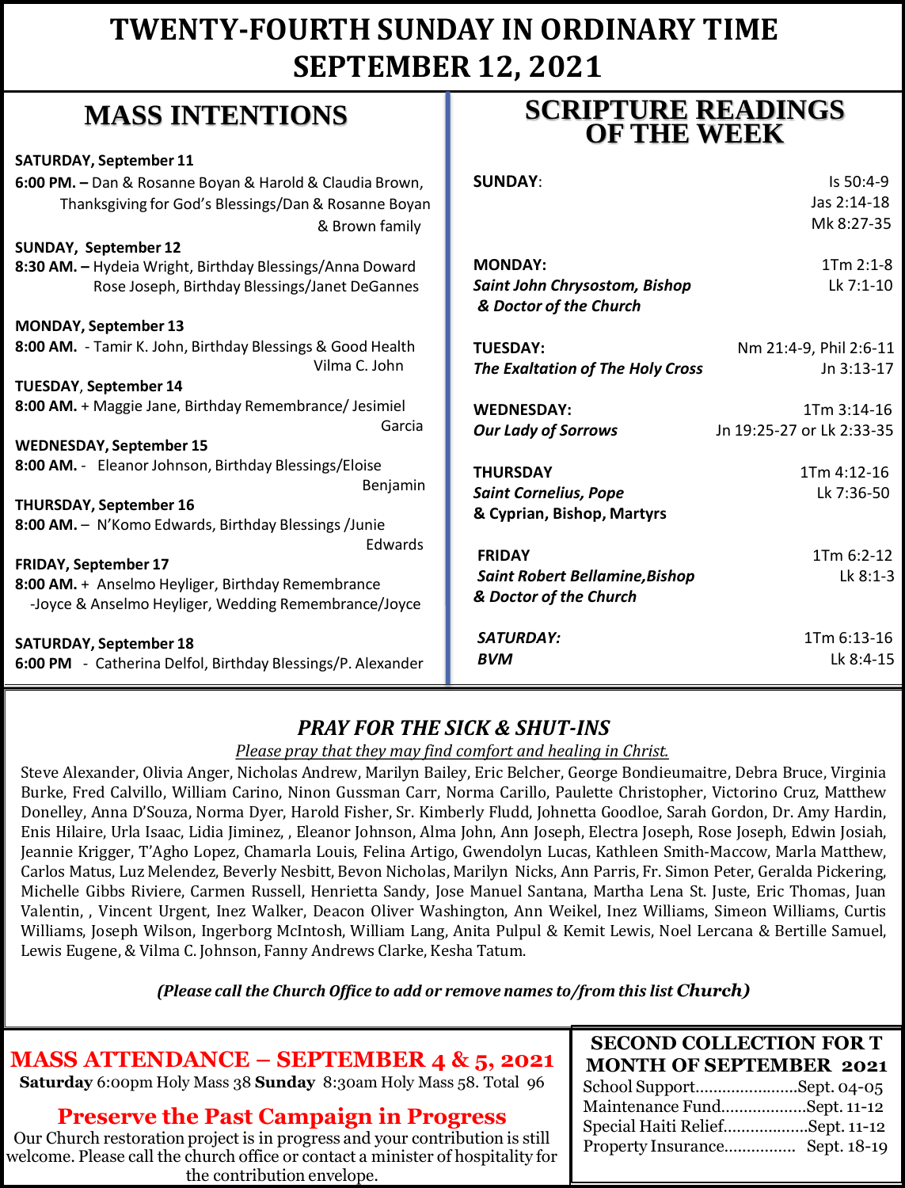# TWENTY-FOURTH SUNDAY IN ORDINARY TIME SEPTEMBER 12, 2021

## MASS INTENTIONS

**SATURDAY, September 11**
**6:00 PM. –** Dan & Rosanne Boyan & Harold & Claudia Brown, Thanksgiving for God's Blessings/Dan & Rosanne Boyan & Brown family

**SUNDAY, September 12**
**8:30 AM. –** Hydeia Wright, Birthday Blessings/Anna Doward
Rose Joseph, Birthday Blessings/Janet DeGannes

**MONDAY, September 13**
**8:00 AM.** - Tamir K. John, Birthday Blessings & Good Health Vilma C. John

**TUESDAY, September 14**
**8:00 AM.** + Maggie Jane, Birthday Remembrance/ Jesimiel Garcia

**WEDNESDAY, September 15**
**8:00 AM.** - Eleanor Johnson, Birthday Blessings/Eloise Benjamin

**THURSDAY, September 16**
**8:00 AM.** – N'Komo Edwards, Birthday Blessings /Junie Edwards

**FRIDAY, September 17**
**8:00 AM.** + Anselmo Heyliger, Birthday Remembrance
-Joyce & Anselmo Heyliger, Wedding Remembrance/Joyce

**SATURDAY, September 18**
**6:00 PM** - Catherina Delfol, Birthday Blessings/P. Alexander

## SCRIPTURE READINGS OF THE WEEK

| Day | Readings |
|---|---|
| **SUNDAY**: | Is 50:4-9<br>Jas 2:14-18<br>Mk 8:27-35 |
| **MONDAY:**<br>***Saint John Chrysostom, Bishop & Doctor of the Church*** | 1Tm 2:1-8<br>Lk 7:1-10 |
| **TUESDAY:**<br>***The Exaltation of The Holy Cross*** | Nm 21:4-9, Phil 2:6-11<br>Jn 3:13-17 |
| **WEDNESDAY:**<br>***Our Lady of Sorrows*** | 1Tm 3:14-16<br>Jn 19:25-27 or Lk 2:33-35 |
| **THURSDAY**<br>***Saint Cornelius, Pope* & Cyprian, Bishop, Martyrs** | 1Tm 4:12-16<br>Lk 7:36-50 |
| **FRIDAY**<br>***Saint Robert Bellamine,Bishop & Doctor of the Church*** | 1Tm 6:2-12<br>Lk 8:1-3 |
| ***SATURDAY:***<br>***BVM*** | 1Tm 6:13-16<br>Lk 8:4-15 |

## *PRAY FOR THE SICK & SHUT-INS*

*Please pray that they may find comfort and healing in Christ.*

Steve Alexander, Olivia Anger, Nicholas Andrew, Marilyn Bailey, Eric Belcher, George Bondieumaitre, Debra Bruce, Virginia Burke, Fred Calvillo, William Carino, Ninon Gussman Carr, Norma Carillo, Paulette Christopher, Victorino Cruz, Matthew Donelley, Anna D'Souza, Norma Dyer, Harold Fisher, Sr. Kimberly Fludd, Johnetta Goodloe, Sarah Gordon, Dr. Amy Hardin, Enis Hilaire, Urla Isaac, Lidia Jiminez, , Eleanor Johnson, Alma John, Ann Joseph, Electra Joseph, Rose Joseph, Edwin Josiah, Jeannie Krigger, T'Agho Lopez, Chamarla Louis, Felina Artigo, Gwendolyn Lucas, Kathleen Smith-Maccow, Marla Matthew, Carlos Matus, Luz Melendez, Beverly Nesbitt, Bevon Nicholas, Marilyn Nicks, Ann Parris, Fr. Simon Peter, Geralda Pickering, Michelle Gibbs Riviere, Carmen Russell, Henrietta Sandy, Jose Manuel Santana, Martha Lena St. Juste, Eric Thomas, Juan Valentin, , Vincent Urgent, Inez Walker, Deacon Oliver Washington, Ann Weikel, Inez Williams, Simeon Williams, Curtis Williams, Joseph Wilson, Ingerborg McIntosh, William Lang, Anita Pulpul & Kemit Lewis, Noel Lercana & Bertille Samuel, Lewis Eugene, & Vilma C. Johnson, Fanny Andrews Clarke, Kesha Tatum.

***(Please call the Church Office to add or remove names to/from this list Church)***

## MASS ATTENDANCE – SEPTEMBER 4 & 5, 2021

**Saturday** 6:00pm Holy Mass 38 **Sunday** 8:30am Holy Mass 58. Total 96

## Preserve the Past Campaign in Progress

Our Church restoration project is in progress and your contribution is still welcome. Please call the church office or contact a minister of hospitality for the contribution envelope.

## SECOND COLLECTION FOR T MONTH OF SEPTEMBER 2021

School Support.......................Sept. 04-05
Maintenance Fund...................Sept. 11-12
Special Haiti Relief...................Sept. 11-12
Property Insurance................ Sept. 18-19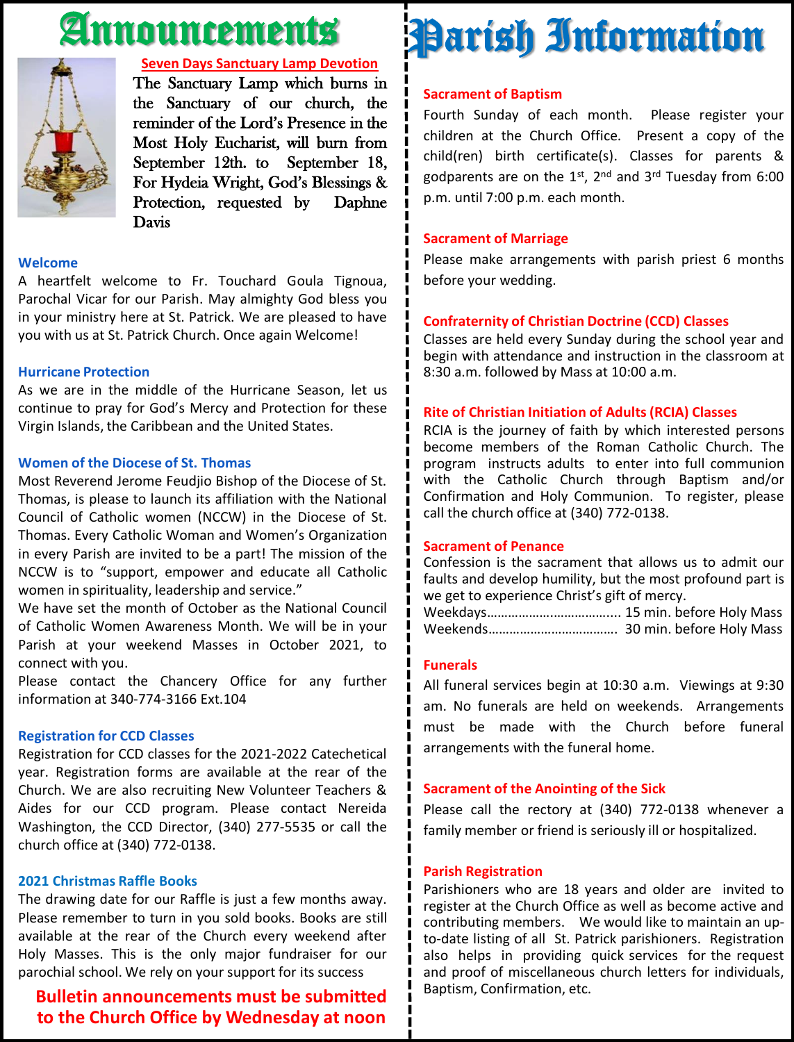# Announcements

## Seven Days Sanctuary Lamp Devotion

The Sanctuary Lamp which burns in the Sanctuary of our church, the reminder of the Lord's Presence in the Most Holy Eucharist, will burn from September 12th. to September 18, For Hydeia Wright, God's Blessings & Protection, requested by Daphne Davis

### Welcome

A heartfelt welcome to Fr. Touchard Goula Tignoua, Parochal Vicar for our Parish. May almighty God bless you in your ministry here at St. Patrick. We are pleased to have you with us at St. Patrick Church. Once again Welcome!

### Hurricane Protection

As we are in the middle of the Hurricane Season, let us continue to pray for God's Mercy and Protection for these Virgin Islands, the Caribbean and the United States.

### Women of the Diocese of St. Thomas

Most Reverend Jerome Feudjio Bishop of the Diocese of St. Thomas, is please to launch its affiliation with the National Council of Catholic women (NCCW) in the Diocese of St. Thomas. Every Catholic Woman and Women's Organization in every Parish are invited to be a part! The mission of the NCCW is to "support, empower and educate all Catholic women in spirituality, leadership and service."

We have set the month of October as the National Council of Catholic Women Awareness Month. We will be in your Parish at your weekend Masses in October 2021, to connect with you.

Please contact the Chancery Office for any further information at 340-774-3166 Ext.104

### Registration for CCD Classes

Registration for CCD classes for the 2021-2022 Catechetical year. Registration forms are available at the rear of the Church. We are also recruiting New Volunteer Teachers & Aides for our CCD program. Please contact Nereida Washington, the CCD Director, (340) 277-5535 or call the church office at (340) 772-0138.

### 2021 Christmas Raffle Books

The drawing date for our Raffle is just a few months away. Please remember to turn in you sold books. Books are still available at the rear of the Church every weekend after Holy Masses. This is the only major fundraiser for our parochial school. We rely on your support for its success

**Bulletin announcements must be submitted to the Church Office by Wednesday at noon**

# Parish Information

### Sacrament of Baptism

Fourth Sunday of each month. Please register your children at the Church Office. Present a copy of the child(ren) birth certificate(s). Classes for parents & godparents are on the 1st, 2nd and 3rd Tuesday from 6:00 p.m. until 7:00 p.m. each month.

### Sacrament of Marriage

Please make arrangements with parish priest 6 months before your wedding.

### Confraternity of Christian Doctrine (CCD) Classes

Classes are held every Sunday during the school year and begin with attendance and instruction in the classroom at 8:30 a.m. followed by Mass at 10:00 a.m.

### Rite of Christian Initiation of Adults (RCIA) Classes

RCIA is the journey of faith by which interested persons become members of the Roman Catholic Church. The program instructs adults to enter into full communion with the Catholic Church through Baptism and/or Confirmation and Holy Communion. To register, please call the church office at (340) 772-0138.

### Sacrament of Penance

Confession is the sacrament that allows us to admit our faults and develop humility, but the most profound part is we get to experience Christ's gift of mercy.

Weekdays.................................... 15 min. before Holy Mass
Weekends.................................. 30 min. before Holy Mass

### Funerals

All funeral services begin at 10:30 a.m. Viewings at 9:30 am. No funerals are held on weekends. Arrangements must be made with the Church before funeral arrangements with the funeral home.

### Sacrament of the Anointing of the Sick

Please call the rectory at (340) 772-0138 whenever a family member or friend is seriously ill or hospitalized.

### Parish Registration

Parishioners who are 18 years and older are invited to register at the Church Office as well as become active and contributing members. We would like to maintain an up-to-date listing of all St. Patrick parishioners. Registration also helps in providing quick services for the request and proof of miscellaneous church letters for individuals, Baptism, Confirmation, etc.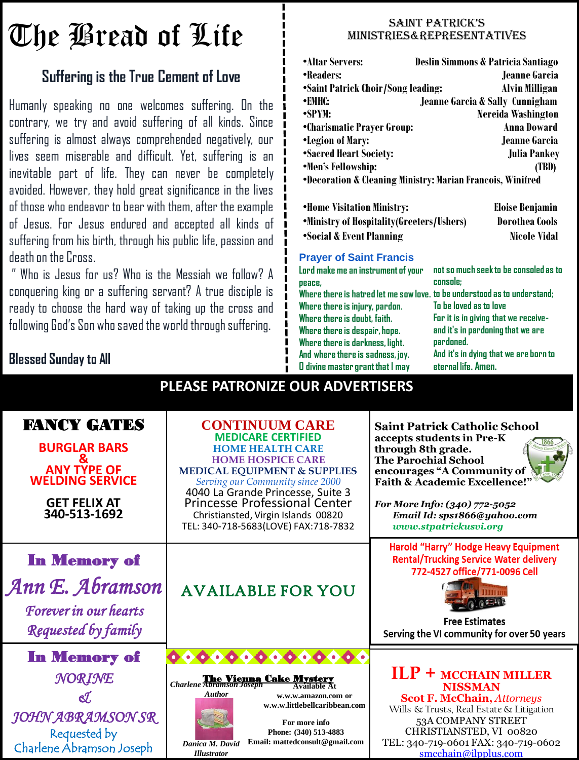# The Bread of Life

## Suffering is the True Cement of Love

Humanly speaking no one welcomes suffering. On the contrary, we try and avoid suffering of all kinds. Since suffering is almost always comprehended negatively, our lives seem miserable and difficult. Yet, suffering is an inevitable part of life. They can never be completely avoided. However, they hold great significance in the lives of those who endeavor to bear with them, after the example of Jesus. For Jesus endured and accepted all kinds of suffering from his birth, through his public life, passion and death on the Cross.

" Who is Jesus for us? Who is the Messiah we follow? A conquering king or a suffering servant? A true disciple is ready to choose the hard way of taking up the cross and following God's Son who saved the world through suffering.

**Blessed Sunday to All**

## SAINT PATRICK'S MINISTRIES&REPRESENTATIVES

- **Altar Servers:** Deslin Simmons & Patricia Santiago
- **Readers:** Jeanne Garcia
- **Saint Patrick Choir/Song leading:** Alvin Milligan
- **EMHC:** Jeanne Garcia & Sally Cunnigham
- **SPYM:** Nereida Washington
- **Charismatic Prayer Group:** Anna Doward
- **Legion of Mary:** Jeanne Garcia
- **Sacred Heart Society:** Julia Pankey
- **Men's Fellowship:** (TBD)
- **Decoration & Cleaning Ministry:** Marian Francois, Winifred

- **Home Visitation Ministry:** Eloise Benjamin
- **Ministry of Hospitality(Greeters/Ushers)** Dorothea Cools
- **Social & Event Planning** Nicole Vidal

### Prayer of Saint Francis

Lord make me an instrument of your peace,
Where there is hatred let me sow love.
Where there is injury, pardon.
Where there is doubt, faith.
Where there is despair, hope.
Where there is darkness, light.
And where there is sadness, joy.
O divine master grant that I may not so much seek to be consoled as to console;
to be understood as to understand;
To be loved as to love
For it is in giving that we receive-
and it's in pardoning that we are pardoned.
And it's in dying that we are born to eternal life. Amen.

## PLEASE PATRONIZE OUR ADVERTISERS

**FANCY GATES**
BURGLAR BARS
&
ANY TYPE OF WELDING SERVICE
GET FELIX AT
340-513-1692

**CONTINUUM CARE**
MEDICARE CERTIFIED
HOME HEALTH CARE
HOME HOSPICE CARE
MEDICAL EQUIPMENT & SUPPLIES
*Serving our Community since 2000*
4040 La Grande Princesse, Suite 3
Princesse Professional Center
Christiansted, Virgin Islands 00820
TEL: 340-718-5683(LOVE) FAX:718-7832

**Saint Patrick Catholic School**
accepts students in Pre-K through 8th grade.
The Parochial School encourages "A Community of Faith & Academic Excellence!"
*For More Info: (340) 772-5052*
*Email Id: sps1866@yahoo.com*
*www.stpatrickusvi.org*

**In Memory of**
*Ann E. Abramson*
*Forever in our hearts*
*Requested by family*

AVAILABLE FOR YOU

**Harold "Harry" Hodge Heavy Equipment Rental/Trucking Service Water delivery**
772-4527 office/771-0096 Cell
Free Estimates
Serving the VI community for over 50 years

**In Memory of**
*NORINE*
*&*
*JOHN ABRAMSON SR*
Requested by
Charlene Abramson Joseph

**The Vienna Cake Mystery**
*Charlene Abramson Joseph*
*Author*
*Danica M. David*
*Illustrator*
Available At
w.w.w.amazon.com or
w.w.w.littlebellcaribbean.com
For more info
Phone: (340) 513-4883
Email: mattedconsult@gmail.com

**ILP + MCCHAIN MILLER NISSMAN**
**Scot F. McChain,** *Attorneys*
Wills & Trusts, Real Estate & Litigation
53A COMPANY STREET
CHRISTIANSTED, VI 00820
TEL: 340-719-0601 FAX: 340-719-0602
smcchain@ilpplus.com